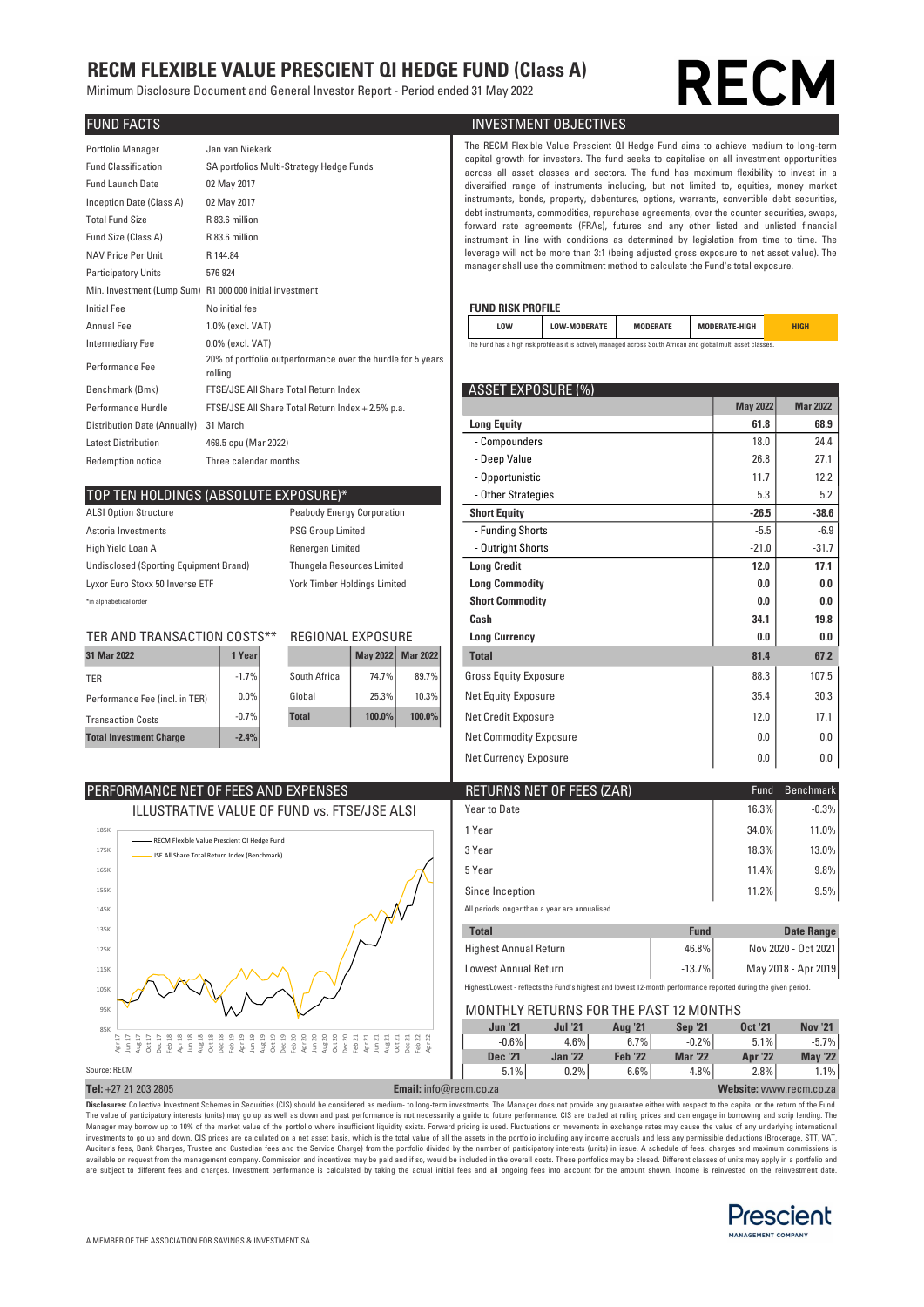# RECM FLEXIBLE VALUE PRESCIENT QI HEDGE FUND (Class A)

Minimum Disclosure Document and General Investor Report - Period ended 31 May 2022

RECM

## FUND FACTS

| | |
|---|---|
| Portfolio Manager | Jan van Niekerk |
| Fund Classification | SA portfolios Multi-Strategy Hedge Funds |
| Fund Launch Date | 02 May 2017 |
| Inception Date (Class A) | 02 May 2017 |
| Total Fund Size | R 83.6 million |
| Fund Size (Class A) | R 83.6 million |
| NAV Price Per Unit | R 144.84 |
| Participatory Units | 576 924 |
| Min. Investment (Lump Sum) | R1 000 000 initial investment |
| Initial Fee | No initial fee |
| Annual Fee | 1.0% (excl. VAT) |
| Intermediary Fee | 0.0% (excl. VAT) |
| Performance Fee | 20% of portfolio outperformance over the hurdle for 5 years rolling |
| Benchmark (Bmk) | FTSE/JSE All Share Total Return Index |
| Performance Hurdle | FTSE/JSE All Share Total Return Index + 2.5% p.a. |
| Distribution Date (Annually) | 31 March |
| Latest Distribution | 469.5 cpu (Mar 2022) |
| Redemption notice | Three calendar months |

## INVESTMENT OBJECTIVES

The RECM Flexible Value Prescient QI Hedge Fund aims to achieve medium to long-term capital growth for investors. The fund seeks to capitalise on all investment opportunities across all asset classes and sectors. The fund has maximum flexibility to invest in a diversified range of instruments including, but not limited to, equities, money market instruments, bonds, property, debentures, options, warrants, convertible debt securities, debt instruments, commodities, repurchase agreements, over the counter securities, swaps, forward rate agreements (FRAs), futures and any other listed and unlisted financial instrument in line with conditions as determined by legislation from time to time. The leverage will not be more than 3:1 (being adjusted gross exposure to net asset value). The manager shall use the commitment method to calculate the Fund's total exposure.

### FUND RISK PROFILE

| LOW | LOW-MODERATE | MODERATE | MODERATE-HIGH | **HIGH** |
|---|---|---|---|---|

The Fund has a high risk profile as it is actively managed across South African and global multi asset classes.

## TOP TEN HOLDINGS (ABSOLUTE EXPOSURE)*

| | |
|---|---|
| ALSI Option Structure | Peabody Energy Corporation |
| Astoria Investments | PSG Group Limited |
| High Yield Loan A | Renergen Limited |
| Undisclosed (Sporting Equipment Brand) | Thungela Resources Limited |
| Lyxor Euro Stoxx 50 Inverse ETF | York Timber Holdings Limited |

*in alphabetical order

## ASSET EXPOSURE (%)

| | May 2022 | Mar 2022 |
|---|---|---|
| **Long Equity** | **61.8** | **68.9** |
| - Compounders | 18.0 | 24.4 |
| - Deep Value | 26.8 | 27.1 |
| - Opportunistic | 11.7 | 12.2 |
| - Other Strategies | 5.3 | 5.2 |
| **Short Equity** | **-26.5** | **-38.6** |
| - Funding Shorts | -5.5 | -6.9 |
| - Outright Shorts | -21.0 | -31.7 |
| **Long Credit** | **12.0** | **17.1** |
| **Long Commodity** | **0.0** | **0.0** |
| **Short Commodity** | **0.0** | **0.0** |
| **Cash** | **34.1** | **19.8** |
| **Long Currency** | **0.0** | **0.0** |
| **Total** | **81.4** | **67.2** |
| Gross Equity Exposure | 88.3 | 107.5 |
| Net Equity Exposure | 35.4 | 30.3 |
| Net Credit Exposure | 12.0 | 17.1 |
| Net Commodity Exposure | 0.0 | 0.0 |
| Net Currency Exposure | 0.0 | 0.0 |

## TER AND TRANSACTION COSTS**

| 31 Mar 2022 | 1 Year |
|---|---|
| TER | -1.7% |
| Performance Fee (incl. in TER) | 0.0% |
| Transaction Costs | -0.7% |
| **Total Investment Charge** | **-2.4%** |

## REGIONAL EXPOSURE

| | May 2022 | Mar 2022 |
|---|---|---|
| South Africa | 74.7% | 89.7% |
| Global | 25.3% | 10.3% |
| **Total** | **100.0%** | **100.0%** |

## PERFORMANCE NET OF FEES AND EXPENSES

### ILLUSTRATIVE VALUE OF FUND vs. FTSE/JSE ALSI

Source: RECM

## RETURNS NET OF FEES (ZAR)

| | Fund | Benchmark |
|---|---|---|
| Year to Date | 16.3% | -0.3% |
| 1 Year | 34.0% | 11.0% |
| 3 Year | 18.3% | 13.0% |
| 5 Year | 11.4% | 9.8% |
| Since Inception | 11.2% | 9.5% |

All periods longer than a year are annualised

| Total | Fund | Date Range |
|---|---|---|
| Highest Annual Return | 46.8% | Nov 2020 - Oct 2021 |
| Lowest Annual Return | -13.7% | May 2018 - Apr 2019 |

Highest/Lowest - reflects the Fund's highest and lowest 12-month performance reported during the given period.

## MONTHLY RETURNS FOR THE PAST 12 MONTHS

| Jun '21 | Jul '21 | Aug '21 | Sep '21 | Oct '21 | Nov '21 |
|---|---|---|---|---|---|
| -0.6% | 4.6% | 6.7% | -0.2% | 5.1% | -5.7% |
| **Dec '21** | **Jan '22** | **Feb '22** | **Mar '22** | **Apr '22** | **May '22** |
| 5.1% | 0.2% | 6.6% | 4.8% | 2.8% | 1.1% |

**Tel:** +27 21 203 2805 **Email:** info@recm.co.za **Website:** www.recm.co.za

**Disclosures:** Collective Investment Schemes in Securities (CIS) should be considered as medium- to long-term investments. The Manager does not provide any guarantee either with respect to the capital or the return of the Fund. The value of participatory interests (units) may go up as well as down and past performance is not necessarily a guide to future performance. CIS are traded at ruling prices and can engage in borrowing and scrip lending. The Manager may borrow up to 10% of the market value of the portfolio where insufficient liquidity exists. Forward pricing is used. Fluctuations or movements in exchange rates may cause the value of any underlying international investments to go up and down. CIS prices are calculated on a net asset basis, which is the total value of all the assets in the portfolio including any income accruals and less any permissible deductions (Brokerage, STT, VAT, Auditor's fees, Bank Charges, Trustee and Custodian fees and the Service Charge) from the portfolio divided by the number of participatory interests (units) in issue. A schedule of fees, charges and maximum commissions is available on request from the management company. Commission and incentives may be paid and if so, would be included in the overall costs. These portfolios may be closed. Different classes of units may apply in a portfolio and are subject to different fees and charges. Investment performance is calculated by taking the actual initial fees and all ongoing fees into account for the amount shown. Income is reinvested on the reinvestment date.

A MEMBER OF THE ASSOCIATION FOR SAVINGS & INVESTMENT SA

Prescient MANAGEMENT COMPANY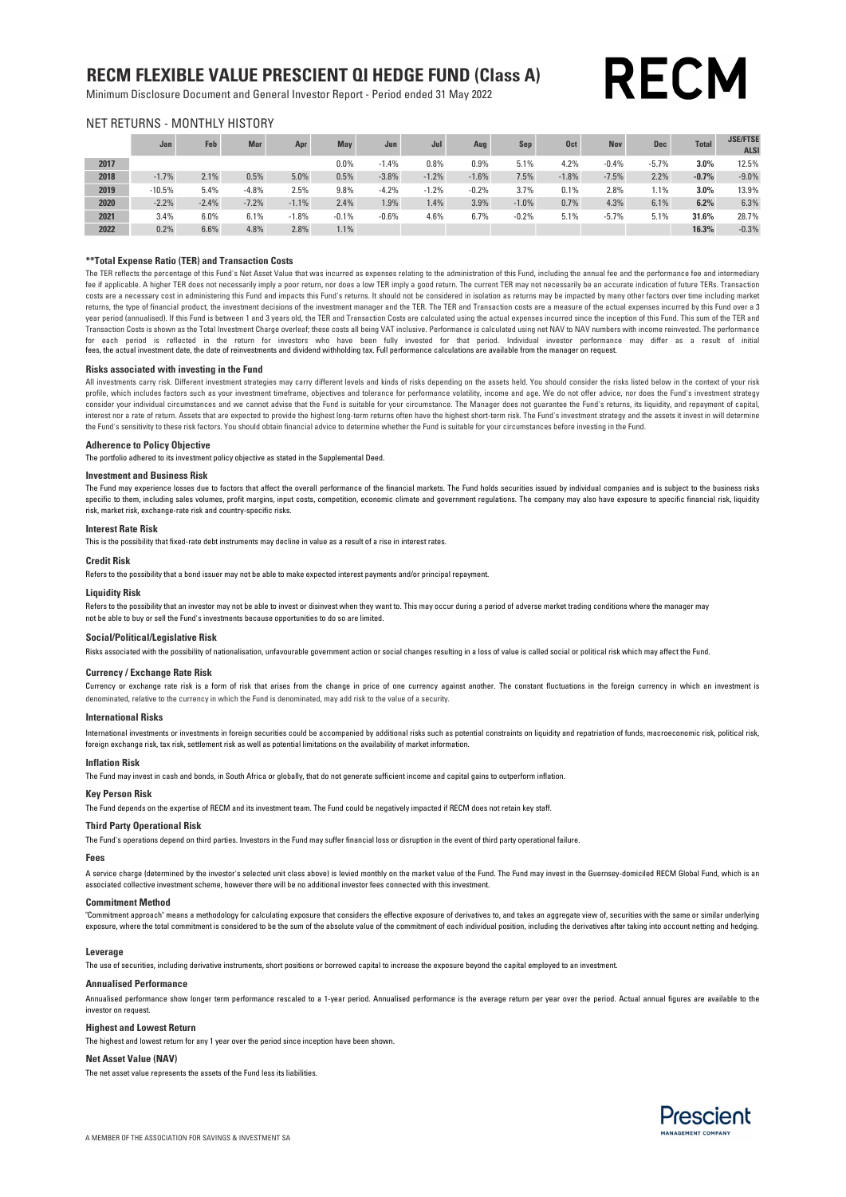# RECM FLEXIBLE VALUE PRESCIENT QI HEDGE FUND (Class A)

Minimum Disclosure Document and General Investor Report - Period ended 31 May 2022

RECM

## NET RETURNS - MONTHLY HISTORY

| | Jan | Feb | Mar | Apr | May | Jun | Jul | Aug | Sep | Oct | Nov | Dec | Total | JSE/FTSE ALSI |
|---|---|---|---|---|---|---|---|---|---|---|---|---|---|---|
| 2017 | | | | | 0.0% | -1.4% | 0.8% | 0.9% | 5.1% | 4.2% | -0.4% | -5.7% | **3.0%** | 12.5% |
| 2018 | -1.7% | 2.1% | 0.5% | 5.0% | 0.5% | -3.8% | -1.2% | -1.6% | 7.5% | -1.8% | -7.5% | 2.2% | **-0.7%** | -9.0% |
| 2019 | -10.5% | 5.4% | -4.8% | 2.5% | 9.8% | -4.2% | -1.2% | -0.2% | 3.7% | 0.1% | 2.8% | 1.1% | **3.0%** | 13.9% |
| 2020 | -2.2% | -2.4% | -7.2% | -1.1% | 2.4% | 1.9% | 1.4% | 3.9% | -1.0% | 0.7% | 4.3% | 6.1% | **6.2%** | 6.3% |
| 2021 | 3.4% | 6.0% | 6.1% | -1.8% | -0.1% | -0.6% | 4.6% | 6.7% | -0.2% | 5.1% | -5.7% | 5.1% | **31.6%** | 28.7% |
| 2022 | 0.2% | 6.6% | 4.8% | 2.8% | 1.1% | | | | | | | | **16.3%** | -0.3% |

#### **Total Expense Ratio (TER) and Transaction Costs

The TER reflects the percentage of this Fund's Net Asset Value that was incurred as expenses relating to the administration of this Fund, including the annual fee and the performance fee and intermediary fee if applicable. A higher TER does not necessarily imply a poor return, nor does a low TER imply a good return. The current TER may not necessarily be an accurate indication of future TERs. Transaction costs are a necessary cost in administering this Fund and impacts this Fund's returns. It should not be considered in isolation as returns may be impacted by many other factors over time including market returns, the type of financial product, the investment decisions of the investment manager and the TER. The TER and Transaction costs are a measure of the actual expenses incurred by this Fund over a 3 year period (annualised). If this Fund is between 1 and 3 years old, the TER and Transaction Costs are calculated using the actual expenses incurred since the inception of this Fund. This sum of the TER and Transaction Costs is shown as the Total Investment Charge overleaf; these costs all being VAT inclusive. Performance is calculated using net NAV to NAV numbers with income reinvested. The performance for each period is reflected in the return for investors who have been fully invested for that period. Individual investor performance may differ as a result of initial fees, the actual investment date, the date of reinvestments and dividend withholding tax. Full performance calculations are available from the manager on request.

#### Risks associated with investing in the Fund

All investments carry risk. Different investment strategies may carry different levels and kinds of risks depending on the assets held. You should consider the risks listed below in the context of your risk profile, which includes factors such as your investment timeframe, objectives and tolerance for performance volatility, income and age. We do not offer advice, nor does the Fund's investment strategy consider your individual circumstances and we cannot advise that the Fund is suitable for your circumstance. The Manager does not guarantee the Fund's returns, its liquidity, and repayment of capital, interest nor a rate of return. Assets that are expected to provide the highest long-term returns often have the highest short-term risk. The Fund's investment strategy and the assets it invest in will determine the Fund's sensitivity to these risk factors. You should obtain financial advice to determine whether the Fund is suitable for your circumstances before investing in the Fund.

#### Adherence to Policy Objective

The portfolio adhered to its investment policy objective as stated in the Supplemental Deed.

#### Investment and Business Risk

The Fund may experience losses due to factors that affect the overall performance of the financial markets. The Fund holds securities issued by individual companies and is subject to the business risks specific to them, including sales volumes, profit margins, input costs, competition, economic climate and government regulations. The company may also have exposure to specific financial risk, liquidity risk, market risk, exchange-rate risk and country-specific risks.

#### Interest Rate Risk

This is the possibility that fixed-rate debt instruments may decline in value as a result of a rise in interest rates.

#### Credit Risk

Refers to the possibility that a bond issuer may not be able to make expected interest payments and/or principal repayment.

#### Liquidity Risk

Refers to the possibility that an investor may not be able to invest or disinvest when they want to. This may occur during a period of adverse market trading conditions where the manager may not be able to buy or sell the Fund's investments because opportunities to do so are limited.

#### Social/Political/Legislative Risk

Risks associated with the possibility of nationalisation, unfavourable government action or social changes resulting in a loss of value is called social or political risk which may affect the Fund.

#### Currency / Exchange Rate Risk

Currency or exchange rate risk is a form of risk that arises from the change in price of one currency against another. The constant fluctuations in the foreign currency in which an investment is denominated, relative to the currency in which the Fund is denominated, may add risk to the value of a security.

#### International Risks

International investments or investments in foreign securities could be accompanied by additional risks such as potential constraints on liquidity and repatriation of funds, macroeconomic risk, political risk, foreign exchange risk, tax risk, settlement risk as well as potential limitations on the availability of market information.

#### Inflation Risk

The Fund may invest in cash and bonds, in South Africa or globally, that do not generate sufficient income and capital gains to outperform inflation.

#### Key Person Risk

The Fund depends on the expertise of RECM and its investment team. The Fund could be negatively impacted if RECM does not retain key staff.

#### Third Party Operational Risk

The Fund's operations depend on third parties. Investors in the Fund may suffer financial loss or disruption in the event of third party operational failure.

#### Fees

A service charge (determined by the investor's selected unit class above) is levied monthly on the market value of the Fund. The Fund may invest in the Guernsey-domiciled RECM Global Fund, which is an associated collective investment scheme, however there will be no additional investor fees connected with this investment.

#### Commitment Method

"Commitment approach" means a methodology for calculating exposure that considers the effective exposure of derivatives to, and takes an aggregate view of, securities with the same or similar underlying exposure, where the total commitment is considered to be the sum of the absolute value of the commitment of each individual position, including the derivatives after taking into account netting and hedging.

#### Leverage

The use of securities, including derivative instruments, short positions or borrowed capital to increase the exposure beyond the capital employed to an investment.

#### Annualised Performance

Annualised performance show longer term performance rescaled to a 1-year period. Annualised performance is the average return per year over the period. Actual annual figures are available to the investor on request.

#### Highest and Lowest Return

The highest and lowest return for any 1 year over the period since inception have been shown.

#### Net Asset Value (NAV)

The net asset value represents the assets of the Fund less its liabilities.

A MEMBER OF THE ASSOCIATION FOR SAVINGS & INVESTMENT SA

Prescient MANAGEMENT COMPANY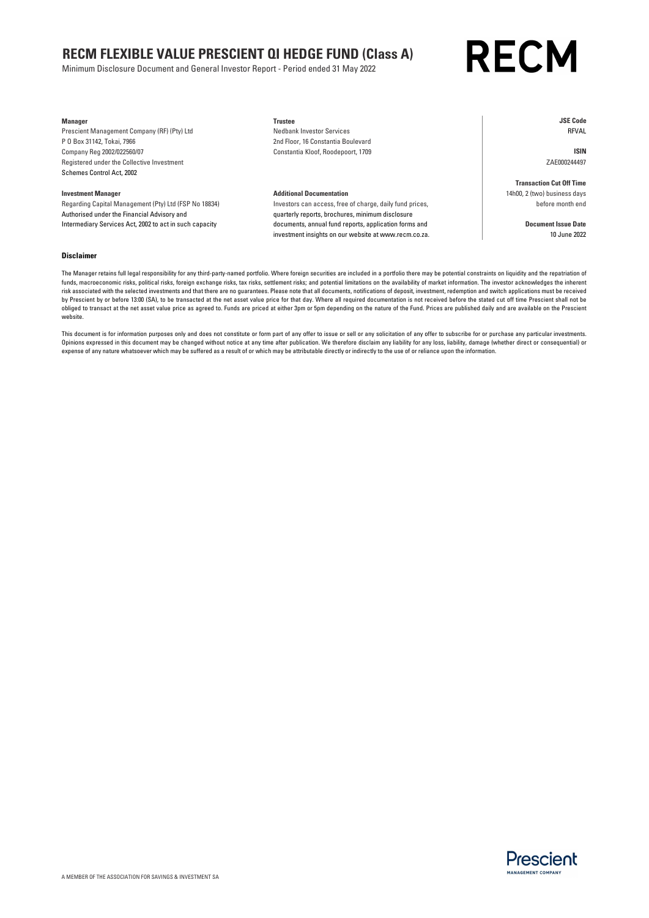# RECM FLEXIBLE VALUE PRESCIENT QI HEDGE FUND (Class A)

Minimum Disclosure Document and General Investor Report - Period ended 31 May 2022

RECM

**Manager**

Prescient Management Company (RF) (Pty) Ltd
P O Box 31142, Tokai, 7966
Company Reg 2002/022560/07
Registered under the Collective Investment Schemes Control Act, 2002

**Investment Manager**

Regarding Capital Management (Pty) Ltd (FSP No 18834)
Authorised under the Financial Advisory and Intermediary Services Act, 2002 to act in such capacity

**Trustee**

Nedbank Investor Services
2nd Floor, 16 Constantia Boulevard
Constantia Kloof, Roodepoort, 1709

**Additional Documentation**

Investors can access, free of charge, daily fund prices, quarterly reports, brochures, minimum disclosure documents, annual fund reports, application forms and investment insights on our website at www.recm.co.za.

**JSE Code**

RFVAL

**ISIN**

ZAE000244497

**Transaction Cut Off Time**

14h00, 2 (two) business days before month end

**Document Issue Date**

10 June 2022

**Disclaimer**

The Manager retains full legal responsibility for any third-party-named portfolio. Where foreign securities are included in a portfolio there may be potential constraints on liquidity and the repatriation of funds, macroeconomic risks, political risks, foreign exchange risks, tax risks, settlement risks; and potential limitations on the availability of market information. The investor acknowledges the inherent risk associated with the selected investments and that there are no guarantees. Please note that all documents, notifications of deposit, investment, redemption and switch applications must be received by Prescient by or before 13:00 (SA), to be transacted at the net asset value price for that day. Where all required documentation is not received before the stated cut off time Prescient shall not be obliged to transact at the net asset value price as agreed to. Funds are priced at either 3pm or 5pm depending on the nature of the Fund. Prices are published daily and are available on the Prescient website.

This document is for information purposes only and does not constitute or form part of any offer to issue or sell or any solicitation of any offer to subscribe for or purchase any particular investments. Opinions expressed in this document may be changed without notice at any time after publication. We therefore disclaim any liability for any loss, liability, damage (whether direct or consequential) or expense of any nature whatsoever which may be suffered as a result of or which may be attributable directly or indirectly to the use of or reliance upon the information.

A MEMBER OF THE ASSOCIATION FOR SAVINGS & INVESTMENT SA

Prescient
MANAGEMENT COMPANY